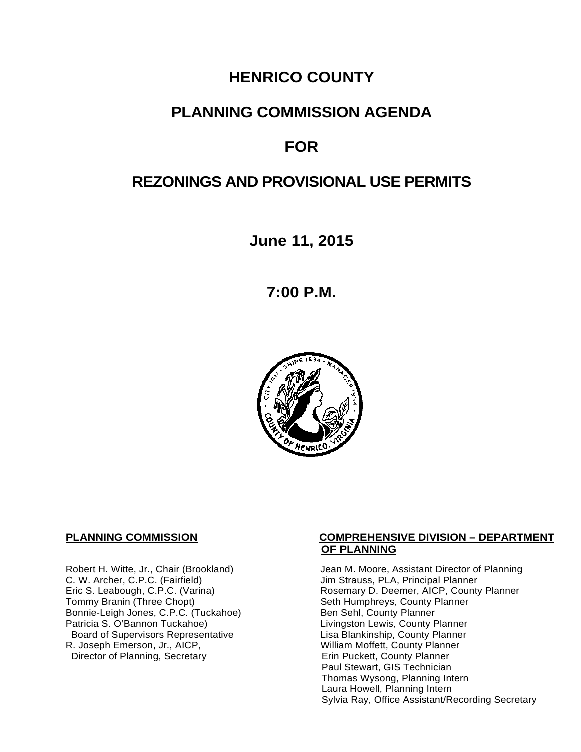# HENRICO COUNTY

# PLANNING COMMISSION AGENDA

# FOR

# REZONINGS AND PROVISIONAL USE PERMITS

## June 11, 2015

## 7:00 P.M.

**PLANNING COMMISSION**

Robert H. Witte, Jr., Chair (Brookland)
C. W. Archer, C.P.C. (Fairfield)
Eric S. Leabough, C.P.C. (Varina)
Tommy Branin (Three Chopt)
Bonnie-Leigh Jones, C.P.C. (Tuckahoe)
Patricia S. O'Bannon Tuckahoe)
Board of Supervisors Representative
R. Joseph Emerson, Jr., AICP,
Director of Planning, Secretary

**COMPREHENSIVE DIVISION – DEPARTMENT OF PLANNING**

Jean M. Moore, Assistant Director of Planning
Jim Strauss, PLA, Principal Planner
Rosemary D. Deemer, AICP, County Planner
Seth Humphreys, County Planner
Ben Sehl, County Planner
Livingston Lewis, County Planner
Lisa Blankinship, County Planner
William Moffett, County Planner
Erin Puckett, County Planner
Paul Stewart, GIS Technician
Thomas Wysong, Planning Intern
Laura Howell, Planning Intern
Sylvia Ray, Office Assistant/Recording Secretary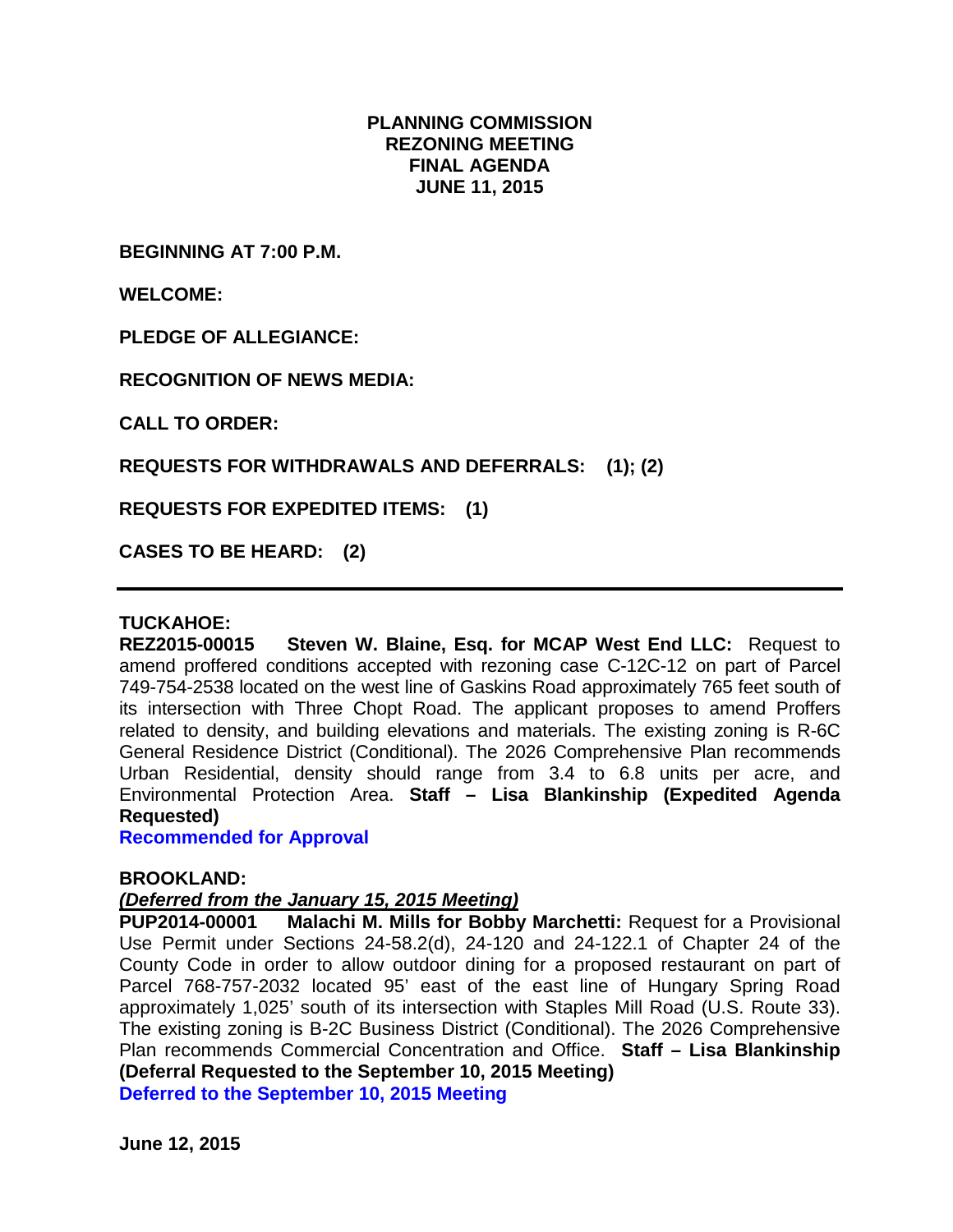**PLANNING COMMISSION**
**REZONING MEETING**
**FINAL AGENDA**
**JUNE 11, 2015**

**BEGINNING AT 7:00 P.M.**

**WELCOME:**

**PLEDGE OF ALLEGIANCE:**

**RECOGNITION OF NEWS MEDIA:**

**CALL TO ORDER:**

**REQUESTS FOR WITHDRAWALS AND DEFERRALS: (1); (2)**

**REQUESTS FOR EXPEDITED ITEMS: (1)**

**CASES TO BE HEARD: (2)**

---

**TUCKAHOE:**

**REZ2015-00015 Steven W. Blaine, Esq. for MCAP West End LLC:** Request to amend proffered conditions accepted with rezoning case C-12C-12 on part of Parcel 749-754-2538 located on the west line of Gaskins Road approximately 765 feet south of its intersection with Three Chopt Road. The applicant proposes to amend Proffers related to density, and building elevations and materials. The existing zoning is R-6C General Residence District (Conditional). The 2026 Comprehensive Plan recommends Urban Residential, density should range from 3.4 to 6.8 units per acre, and Environmental Protection Area. **Staff – Lisa Blankinship (Expedited Agenda Requested)**

**Recommended for Approval**

**BROOKLAND:**

***(Deferred from the January 15, 2015 Meeting)***

**PUP2014-00001 Malachi M. Mills for Bobby Marchetti:** Request for a Provisional Use Permit under Sections 24-58.2(d), 24-120 and 24-122.1 of Chapter 24 of the County Code in order to allow outdoor dining for a proposed restaurant on part of Parcel 768-757-2032 located 95' east of the east line of Hungary Spring Road approximately 1,025' south of its intersection with Staples Mill Road (U.S. Route 33). The existing zoning is B-2C Business District (Conditional). The 2026 Comprehensive Plan recommends Commercial Concentration and Office. **Staff – Lisa Blankinship (Deferral Requested to the September 10, 2015 Meeting)**

**Deferred to the September 10, 2015 Meeting**

**June 12, 2015**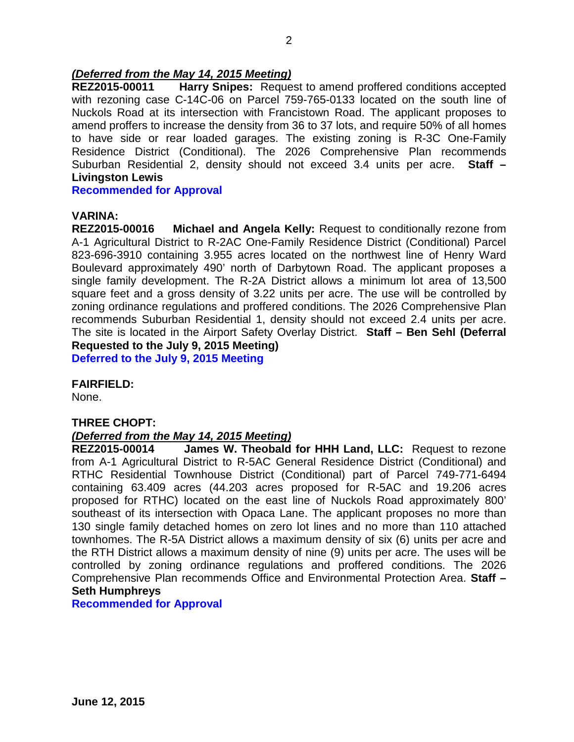***(Deferred from the May 14, 2015 Meeting)***

**REZ2015-00011 Harry Snipes:** Request to amend proffered conditions accepted with rezoning case C-14C-06 on Parcel 759-765-0133 located on the south line of Nuckols Road at its intersection with Francistown Road. The applicant proposes to amend proffers to increase the density from 36 to 37 lots, and require 50% of all homes to have side or rear loaded garages. The existing zoning is R-3C One-Family Residence District (Conditional). The 2026 Comprehensive Plan recommends Suburban Residential 2, density should not exceed 3.4 units per acre. **Staff – Livingston Lewis**

**Recommended for Approval**

**VARINA:**

**REZ2015-00016 Michael and Angela Kelly:** Request to conditionally rezone from A-1 Agricultural District to R-2AC One-Family Residence District (Conditional) Parcel 823-696-3910 containing 3.955 acres located on the northwest line of Henry Ward Boulevard approximately 490' north of Darbytown Road. The applicant proposes a single family development. The R-2A District allows a minimum lot area of 13,500 square feet and a gross density of 3.22 units per acre. The use will be controlled by zoning ordinance regulations and proffered conditions. The 2026 Comprehensive Plan recommends Suburban Residential 1, density should not exceed 2.4 units per acre. The site is located in the Airport Safety Overlay District. **Staff – Ben Sehl (Deferral Requested to the July 9, 2015 Meeting)**

**Deferred to the July 9, 2015 Meeting**

**FAIRFIELD:**

None.

**THREE CHOPT:**

***(Deferred from the May 14, 2015 Meeting)***

**REZ2015-00014 James W. Theobald for HHH Land, LLC:** Request to rezone from A-1 Agricultural District to R-5AC General Residence District (Conditional) and RTHC Residential Townhouse District (Conditional) part of Parcel 749-771-6494 containing 63.409 acres (44.203 acres proposed for R-5AC and 19.206 acres proposed for RTHC) located on the east line of Nuckols Road approximately 800' southeast of its intersection with Opaca Lane. The applicant proposes no more than 130 single family detached homes on zero lot lines and no more than 110 attached townhomes. The R-5A District allows a maximum density of six (6) units per acre and the RTH District allows a maximum density of nine (9) units per acre. The uses will be controlled by zoning ordinance regulations and proffered conditions. The 2026 Comprehensive Plan recommends Office and Environmental Protection Area. **Staff – Seth Humphreys**

**Recommended for Approval**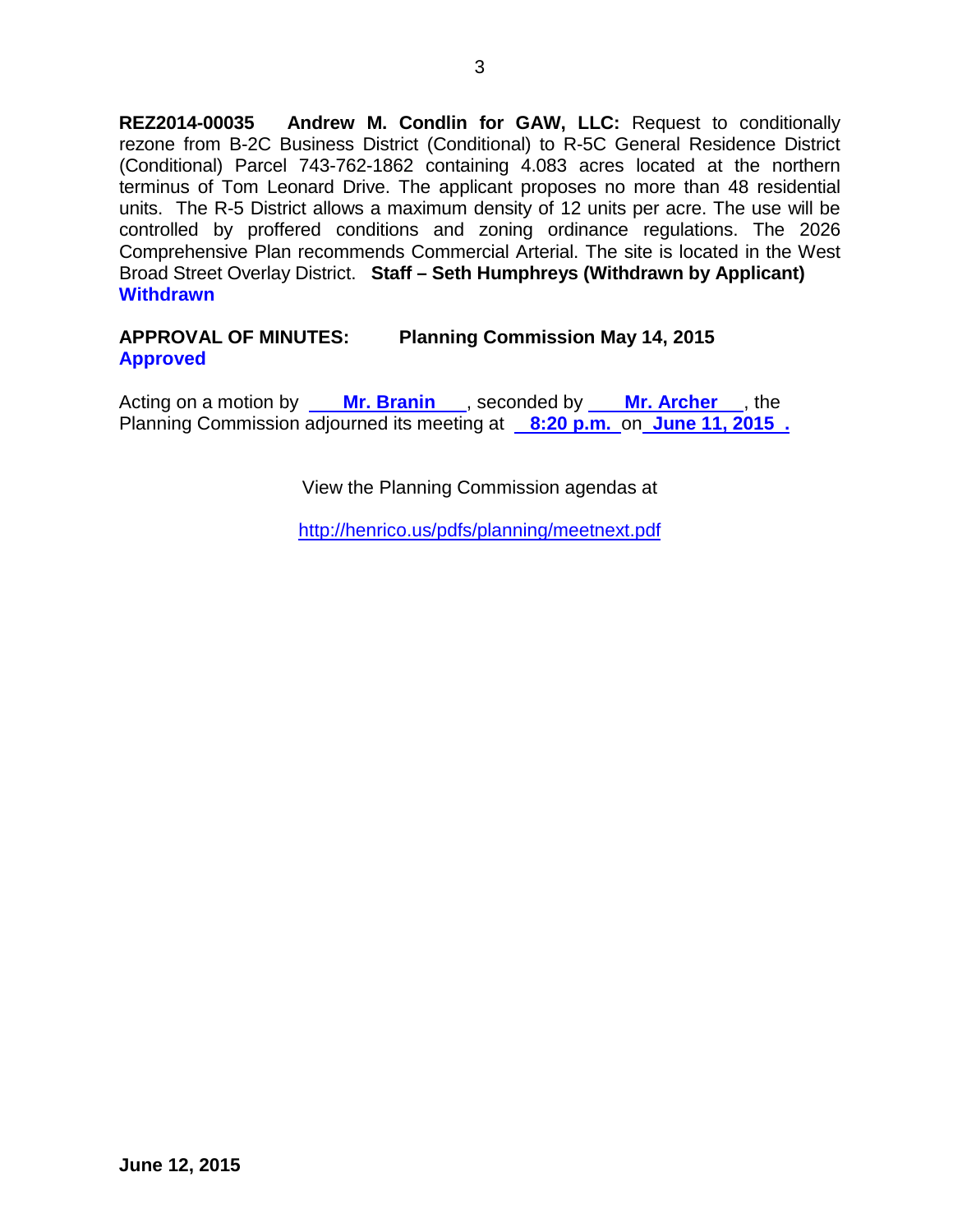**REZ2014-00035 Andrew M. Condlin for GAW, LLC:** Request to conditionally rezone from B-2C Business District (Conditional) to R-5C General Residence District (Conditional) Parcel 743-762-1862 containing 4.083 acres located at the northern terminus of Tom Leonard Drive. The applicant proposes no more than 48 residential units. The R-5 District allows a maximum density of 12 units per acre. The use will be controlled by proffered conditions and zoning ordinance regulations. The 2026 Comprehensive Plan recommends Commercial Arterial. The site is located in the West Broad Street Overlay District. **Staff – Seth Humphreys (Withdrawn by Applicant)**
**Withdrawn**

**APPROVAL OF MINUTES: Planning Commission May 14, 2015**
**Approved**

Acting on a motion by **Mr. Branin**, seconded by **Mr. Archer**, the Planning Commission adjourned its meeting at **8:20 p.m.** on **June 11, 2015 .**

View the Planning Commission agendas at

http://henrico.us/pdfs/planning/meetnext.pdf

**June 12, 2015**